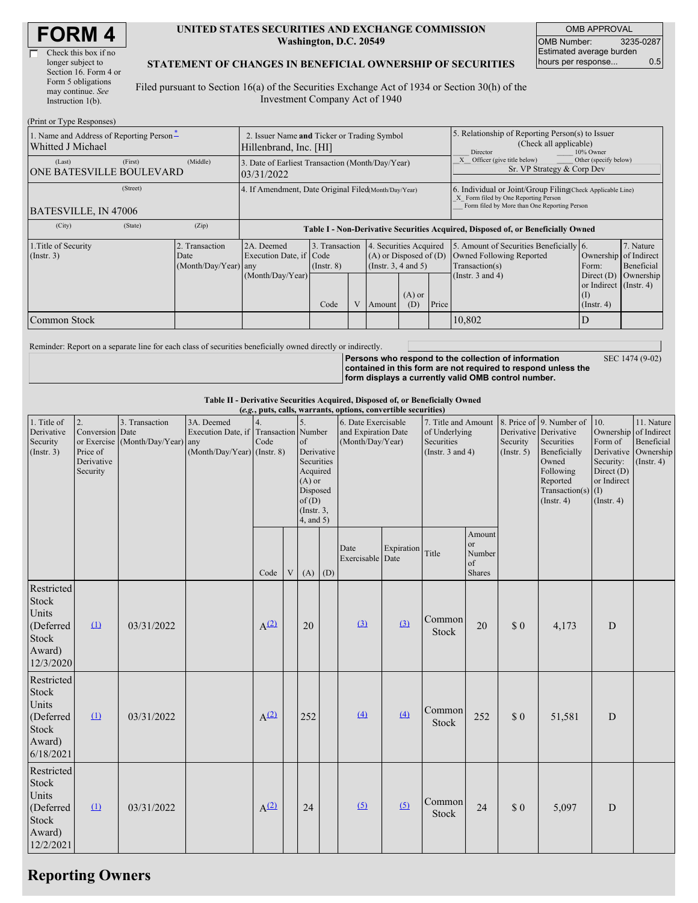# FORM 4

☐ Check this box if no longer subject to Section 16. Form 4 or Form 5 obligations may continue. *See* Instruction 1(b).

**UNITED STATES SECURITIES AND EXCHANGE COMMISSION**
**Washington, D.C. 20549**

**STATEMENT OF CHANGES IN BENEFICIAL OWNERSHIP OF SECURITIES**

Filed pursuant to Section 16(a) of the Securities Exchange Act of 1934 or Section 30(h) of the Investment Company Act of 1940

| OMB APPROVAL | |
|---|---|
| OMB Number: | 3235-0287 |
| Estimated average burden hours per response... | 0.5 |

(Print or Type Responses)

| 1. Name and Address of Reporting Person* | 2. Issuer Name **and** Ticker or Trading Symbol | 5. Relationship of Reporting Person(s) to Issuer (Check all applicable) |
|---|---|---|
| Whitted J Michael | Hillenbrand, Inc. [HI] | ___ Director ___ 10% Owner |
| (Last) (First) (Middle) ONE BATESVILLE BOULEVARD | 3. Date of Earliest Transaction (Month/Day/Year) 03/31/2022 | _X_ Officer (give title below) ___ Other (specify below) Sr. VP Strategy & Corp Dev |
| (Street) BATESVILLE, IN 47006 | 4. If Amendment, Date Original Filed (Month/Day/Year) | 6. Individual or Joint/Group Filing (Check Applicable Line) _X_ Form filed by One Reporting Person ___ Form filed by More than One Reporting Person |
| (City) (State) (Zip) | | |

**Table I - Non-Derivative Securities Acquired, Disposed of, or Beneficially Owned**

| 1.Title of Security (Instr. 3) | 2. Transaction Date (Month/Day/Year) | 2A. Deemed Execution Date, if any (Month/Day/Year) | 3. Transaction Code (Instr. 8) | | 4. Securities Acquired (A) or Disposed of (D) (Instr. 3, 4 and 5) | | | 5. Amount of Securities Beneficially Owned Following Reported Transaction(s) (Instr. 3 and 4) | 6. Ownership Form: Direct (D) or Indirect (I) (Instr. 4) | 7. Nature of Indirect Beneficial Ownership (Instr. 4) |
|---|---|---|---|---|---|---|---|---|---|---|
| | | | Code | V | Amount | (A) or (D) | Price | | | |
| Common Stock | | | | | | | | 10,802 | D | |

Reminder: Report on a separate line for each class of securities beneficially owned directly or indirectly.

**Persons who respond to the collection of information contained in this form are not required to respond unless the form displays a currently valid OMB control number.** SEC 1474 (9-02)

**Table II - Derivative Securities Acquired, Disposed of, or Beneficially Owned**
***(e.g., puts, calls, warrants, options, convertible securities)***

| 1. Title of Derivative Security (Instr. 3) | 2. Conversion or Exercise Price of Derivative Security | 3. Transaction Date (Month/Day/Year) | 3A. Deemed Execution Date, if any (Month/Day/Year) | 4. Transaction Code (Instr. 8) | | 5. Number of Derivative Securities Acquired (A) or Disposed of (D) (Instr. 3, 4, and 5) | | 6. Date Exercisable and Expiration Date (Month/Day/Year) | | 7. Title and Amount of Underlying Securities (Instr. 3 and 4) | | 8. Price of Derivative Security (Instr. 5) | 9. Number of Derivative Securities Beneficially Owned Following Reported Transaction(s) (Instr. 4) | 10. Ownership Form of Derivative Security: Direct (D) or Indirect (I) (Instr. 4) | 11. Nature of Indirect Beneficial Ownership (Instr. 4) |
|---|---|---|---|---|---|---|---|---|---|---|---|---|---|---|---|
| | | | | Code | V | (A) | (D) | Date Exercisable | Expiration Date | Title | Amount or Number of Shares | | | | |
| Restricted Stock Units (Deferred Stock Award) 12/3/2020 | (1) | 03/31/2022 | | A(2) | | 20 | | (3) | (3) | Common Stock | 20 | $ 0 | 4,173 | D | |
| Restricted Stock Units (Deferred Stock Award) 6/18/2021 | (1) | 03/31/2022 | | A(2) | | 252 | | (4) | (4) | Common Stock | 252 | $ 0 | 51,581 | D | |
| Restricted Stock Units (Deferred Stock Award) 12/2/2021 | (1) | 03/31/2022 | | A(2) | | 24 | | (5) | (5) | Common Stock | 24 | $ 0 | 5,097 | D | |

## Reporting Owners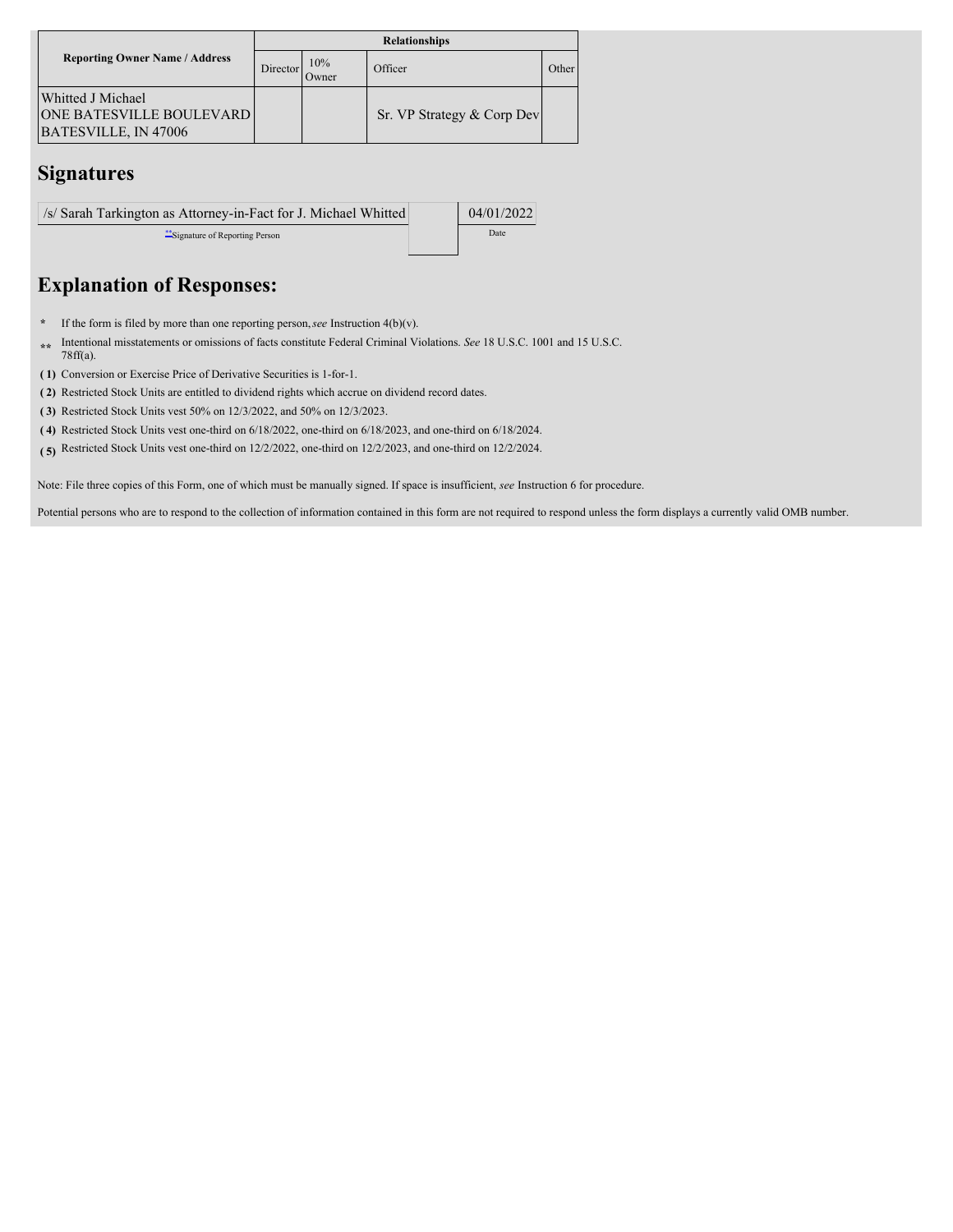| Reporting Owner Name / Address | Relationships | | | |
|---|---|---|---|---|
| | Director | 10% Owner | Officer | Other |
| Whitted J Michael<br>ONE BATESVILLE BOULEVARD<br>BATESVILLE, IN 47006 | | | Sr. VP Strategy & Corp Dev | |

## Signatures

| | |
|---|---|
| /s/ Sarah Tarkington as Attorney-in-Fact for J. Michael Whitted | 04/01/2022 |
| **Signature of Reporting Person | Date |

## Explanation of Responses:

* If the form is filed by more than one reporting person, *see* Instruction 4(b)(v).

** Intentional misstatements or omissions of facts constitute Federal Criminal Violations. *See* 18 U.S.C. 1001 and 15 U.S.C. 78ff(a).

**( 1)** Conversion or Exercise Price of Derivative Securities is 1-for-1.

**( 2)** Restricted Stock Units are entitled to dividend rights which accrue on dividend record dates.

**( 3)** Restricted Stock Units vest 50% on 12/3/2022, and 50% on 12/3/2023.

**( 4)** Restricted Stock Units vest one-third on 6/18/2022, one-third on 6/18/2023, and one-third on 6/18/2024.

**( 5)** Restricted Stock Units vest one-third on 12/2/2022, one-third on 12/2/2023, and one-third on 12/2/2024.

Note: File three copies of this Form, one of which must be manually signed. If space is insufficient, *see* Instruction 6 for procedure.

Potential persons who are to respond to the collection of information contained in this form are not required to respond unless the form displays a currently valid OMB number.